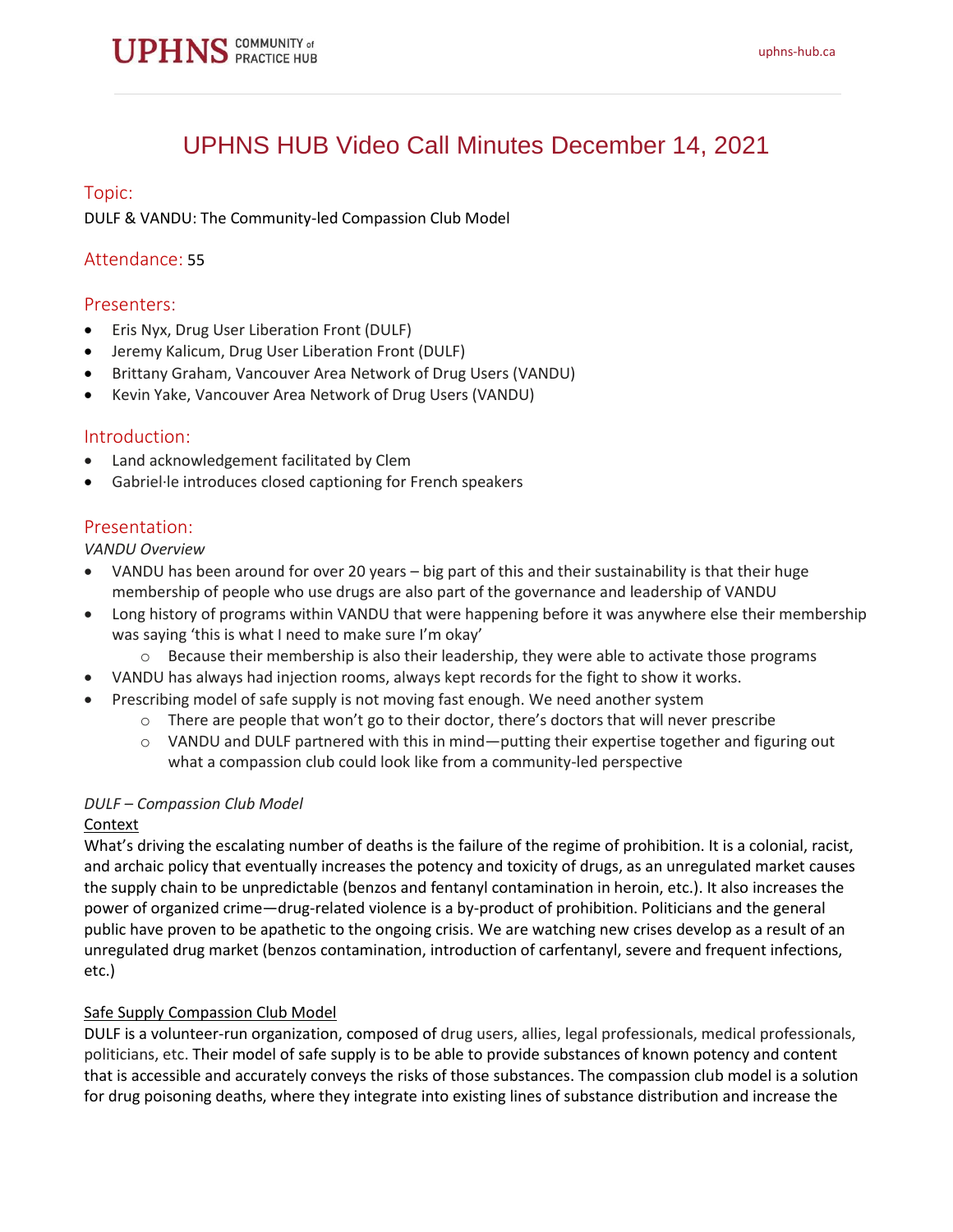# UPHNS HUB Video Call Minutes December 14, 2021

## Topic:

DULF & VANDU: The Community-led Compassion Club Model

## Attendance: 55

## Presenters:

- Eris Nyx, Drug User Liberation Front (DULF)
- Jeremy Kalicum, Drug User Liberation Front (DULF)
- Brittany Graham, Vancouver Area Network of Drug Users (VANDU)
- Kevin Yake, Vancouver Area Network of Drug Users (VANDU)

## Introduction:

- Land acknowledgement facilitated by Clem
- Gabriel·le introduces closed captioning for French speakers

## Presentation:

*VANDU Overview*

- VANDU has been around for over 20 years – big part of this and their sustainability is that their huge membership of people who use drugs are also part of the governance and leadership of VANDU
- Long history of programs within VANDU that were happening before it was anywhere else their membership was saying 'this is what I need to make sure I'm okay'
    - Because their membership is also their leadership, they were able to activate those programs
- VANDU has always had injection rooms, always kept records for the fight to show it works.
- Prescribing model of safe supply is not moving fast enough. We need another system
    - There are people that won't go to their doctor, there's doctors that will never prescribe
    - VANDU and DULF partnered with this in mind—putting their expertise together and figuring out what a compassion club could look like from a community-led perspective

*DULF – Compassion Club Model*

<u>Context</u>

What's driving the escalating number of deaths is the failure of the regime of prohibition. It is a colonial, racist, and archaic policy that eventually increases the potency and toxicity of drugs, as an unregulated market causes the supply chain to be unpredictable (benzos and fentanyl contamination in heroin, etc.). It also increases the power of organized crime—drug-related violence is a by-product of prohibition. Politicians and the general public have proven to be apathetic to the ongoing crisis. We are watching new crises develop as a result of an unregulated drug market (benzos contamination, introduction of carfentanyl, severe and frequent infections, etc.)

<u>Safe Supply Compassion Club Model</u>

DULF is a volunteer-run organization, composed of drug users, allies, legal professionals, medical professionals, politicians, etc. Their model of safe supply is to be able to provide substances of known potency and content that is accessible and accurately conveys the risks of those substances. The compassion club model is a solution for drug poisoning deaths, where they integrate into existing lines of substance distribution and increase the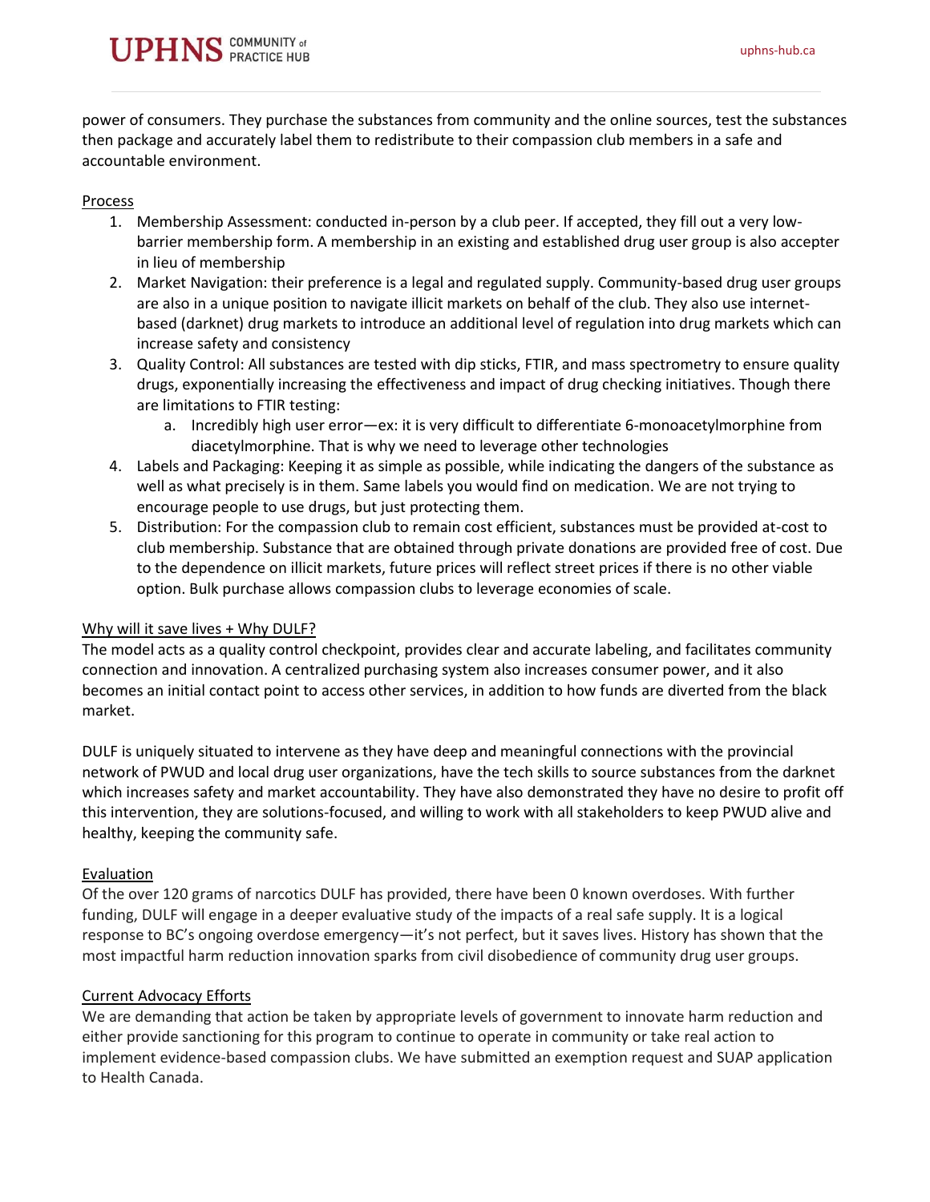power of consumers. They purchase the substances from community and the online sources, test the substances then package and accurately label them to redistribute to their compassion club members in a safe and accountable environment.

Process

1. Membership Assessment: conducted in-person by a club peer. If accepted, they fill out a very low-barrier membership form. A membership in an existing and established drug user group is also accepter in lieu of membership
2. Market Navigation: their preference is a legal and regulated supply. Community-based drug user groups are also in a unique position to navigate illicit markets on behalf of the club. They also use internet-based (darknet) drug markets to introduce an additional level of regulation into drug markets which can increase safety and consistency
3. Quality Control: All substances are tested with dip sticks, FTIR, and mass spectrometry to ensure quality drugs, exponentially increasing the effectiveness and impact of drug checking initiatives. Though there are limitations to FTIR testing:
   a. Incredibly high user error—ex: it is very difficult to differentiate 6-monoacetylmorphine from diacetylmorphine. That is why we need to leverage other technologies
4. Labels and Packaging: Keeping it as simple as possible, while indicating the dangers of the substance as well as what precisely is in them. Same labels you would find on medication. We are not trying to encourage people to use drugs, but just protecting them.
5. Distribution: For the compassion club to remain cost efficient, substances must be provided at-cost to club membership. Substance that are obtained through private donations are provided free of cost. Due to the dependence on illicit markets, future prices will reflect street prices if there is no other viable option. Bulk purchase allows compassion clubs to leverage economies of scale.

Why will it save lives + Why DULF?

The model acts as a quality control checkpoint, provides clear and accurate labeling, and facilitates community connection and innovation. A centralized purchasing system also increases consumer power, and it also becomes an initial contact point to access other services, in addition to how funds are diverted from the black market.

DULF is uniquely situated to intervene as they have deep and meaningful connections with the provincial network of PWUD and local drug user organizations, have the tech skills to source substances from the darknet which increases safety and market accountability. They have also demonstrated they have no desire to profit off this intervention, they are solutions-focused, and willing to work with all stakeholders to keep PWUD alive and healthy, keeping the community safe.

Evaluation

Of the over 120 grams of narcotics DULF has provided, there have been 0 known overdoses. With further funding, DULF will engage in a deeper evaluative study of the impacts of a real safe supply. It is a logical response to BC's ongoing overdose emergency—it's not perfect, but it saves lives. History has shown that the most impactful harm reduction innovation sparks from civil disobedience of community drug user groups.

Current Advocacy Efforts

We are demanding that action be taken by appropriate levels of government to innovate harm reduction and either provide sanctioning for this program to continue to operate in community or take real action to implement evidence-based compassion clubs. We have submitted an exemption request and SUAP application to Health Canada.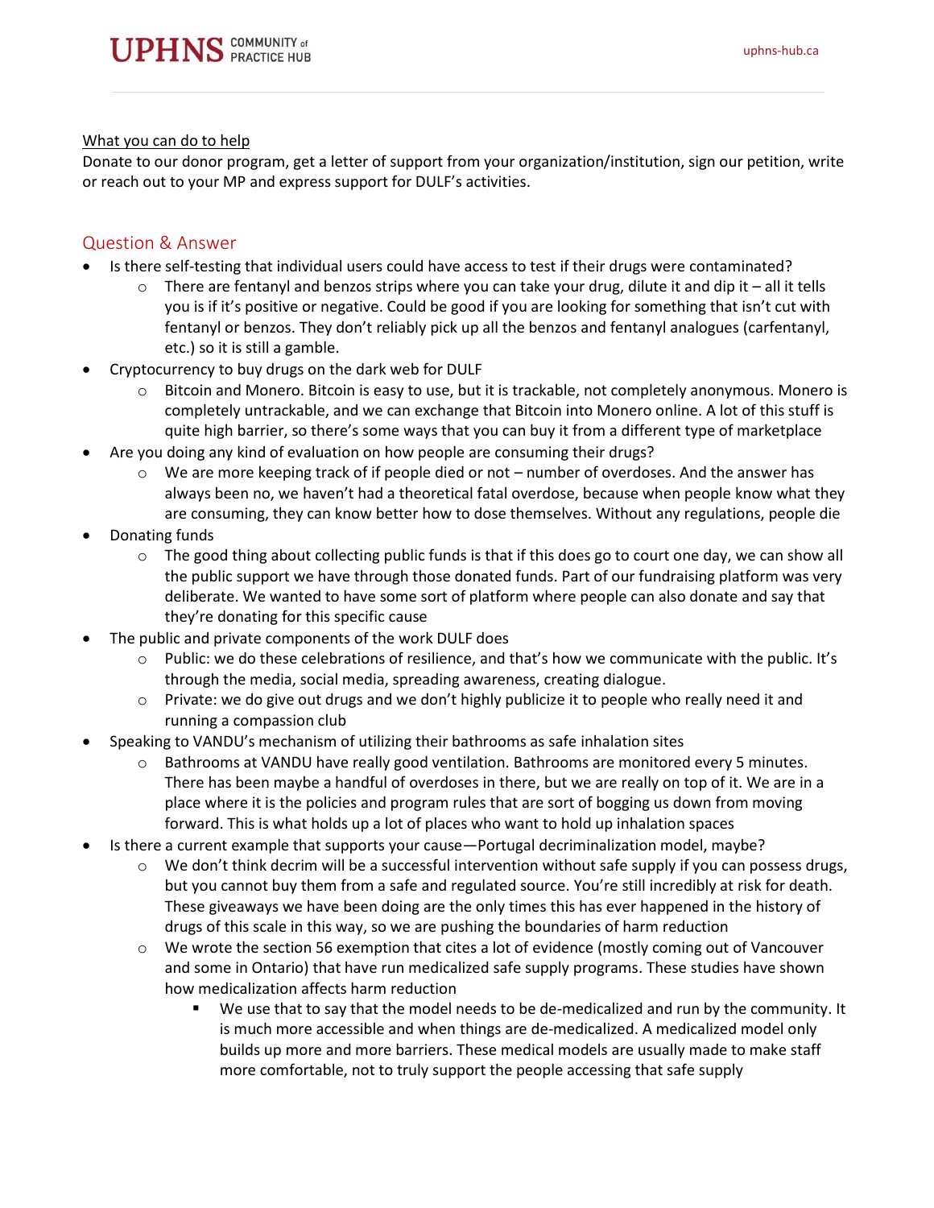What you can do to help

Donate to our donor program, get a letter of support from your organization/institution, sign our petition, write or reach out to your MP and express support for DULF's activities.

## Question & Answer

- Is there self-testing that individual users could have access to test if their drugs were contaminated?
  - There are fentanyl and benzos strips where you can take your drug, dilute it and dip it – all it tells you is if it's positive or negative. Could be good if you are looking for something that isn't cut with fentanyl or benzos. They don't reliably pick up all the benzos and fentanyl analogues (carfentanyl, etc.) so it is still a gamble.
- Cryptocurrency to buy drugs on the dark web for DULF
  - Bitcoin and Monero. Bitcoin is easy to use, but it is trackable, not completely anonymous. Monero is completely untrackable, and we can exchange that Bitcoin into Monero online. A lot of this stuff is quite high barrier, so there's some ways that you can buy it from a different type of marketplace
- Are you doing any kind of evaluation on how people are consuming their drugs?
  - We are more keeping track of if people died or not – number of overdoses. And the answer has always been no, we haven't had a theoretical fatal overdose, because when people know what they are consuming, they can know better how to dose themselves. Without any regulations, people die
- Donating funds
  - The good thing about collecting public funds is that if this does go to court one day, we can show all the public support we have through those donated funds. Part of our fundraising platform was very deliberate. We wanted to have some sort of platform where people can also donate and say that they're donating for this specific cause
- The public and private components of the work DULF does
  - Public: we do these celebrations of resilience, and that's how we communicate with the public. It's through the media, social media, spreading awareness, creating dialogue.
  - Private: we do give out drugs and we don't highly publicize it to people who really need it and running a compassion club
- Speaking to VANDU's mechanism of utilizing their bathrooms as safe inhalation sites
  - Bathrooms at VANDU have really good ventilation. Bathrooms are monitored every 5 minutes. There has been maybe a handful of overdoses in there, but we are really on top of it. We are in a place where it is the policies and program rules that are sort of bogging us down from moving forward. This is what holds up a lot of places who want to hold up inhalation spaces
- Is there a current example that supports your cause—Portugal decriminalization model, maybe?
  - We don't think decrim will be a successful intervention without safe supply if you can possess drugs, but you cannot buy them from a safe and regulated source. You're still incredibly at risk for death. These giveaways we have been doing are the only times this has ever happened in the history of drugs of this scale in this way, so we are pushing the boundaries of harm reduction
  - We wrote the section 56 exemption that cites a lot of evidence (mostly coming out of Vancouver and some in Ontario) that have run medicalized safe supply programs. These studies have shown how medicalization affects harm reduction
    - We use that to say that the model needs to be de-medicalized and run by the community. It is much more accessible and when things are de-medicalized. A medicalized model only builds up more and more barriers. These medical models are usually made to make staff more comfortable, not to truly support the people accessing that safe supply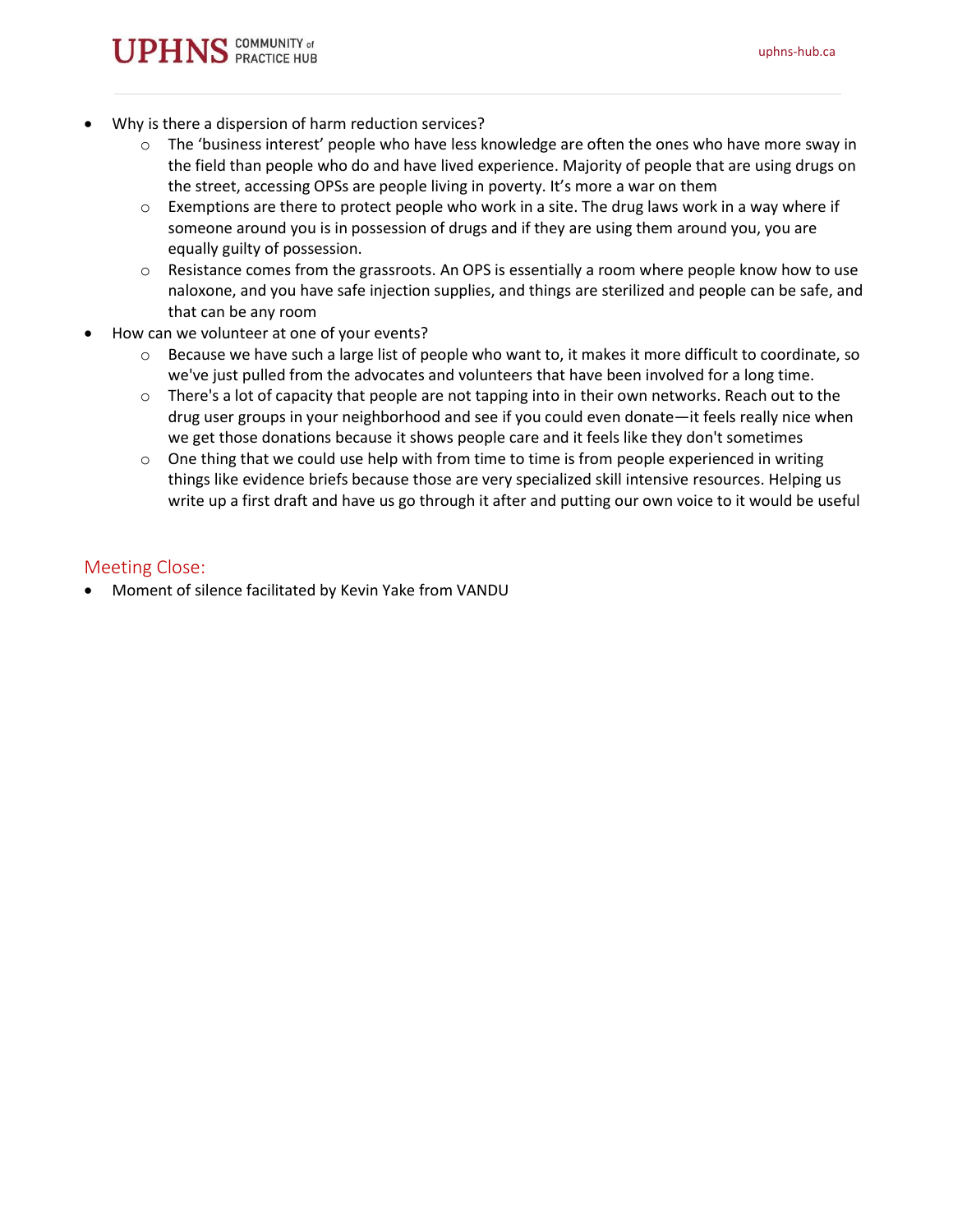- Why is there a dispersion of harm reduction services?
    - The 'business interest' people who have less knowledge are often the ones who have more sway in the field than people who do and have lived experience. Majority of people that are using drugs on the street, accessing OPSs are people living in poverty. It's more a war on them
    - Exemptions are there to protect people who work in a site. The drug laws work in a way where if someone around you is in possession of drugs and if they are using them around you, you are equally guilty of possession.
    - Resistance comes from the grassroots. An OPS is essentially a room where people know how to use naloxone, and you have safe injection supplies, and things are sterilized and people can be safe, and that can be any room
- How can we volunteer at one of your events?
    - Because we have such a large list of people who want to, it makes it more difficult to coordinate, so we've just pulled from the advocates and volunteers that have been involved for a long time.
    - There's a lot of capacity that people are not tapping into in their own networks. Reach out to the drug user groups in your neighborhood and see if you could even donate—it feels really nice when we get those donations because it shows people care and it feels like they don't sometimes
    - One thing that we could use help with from time to time is from people experienced in writing things like evidence briefs because those are very specialized skill intensive resources. Helping us write up a first draft and have us go through it after and putting our own voice to it would be useful

## Meeting Close:

- Moment of silence facilitated by Kevin Yake from VANDU